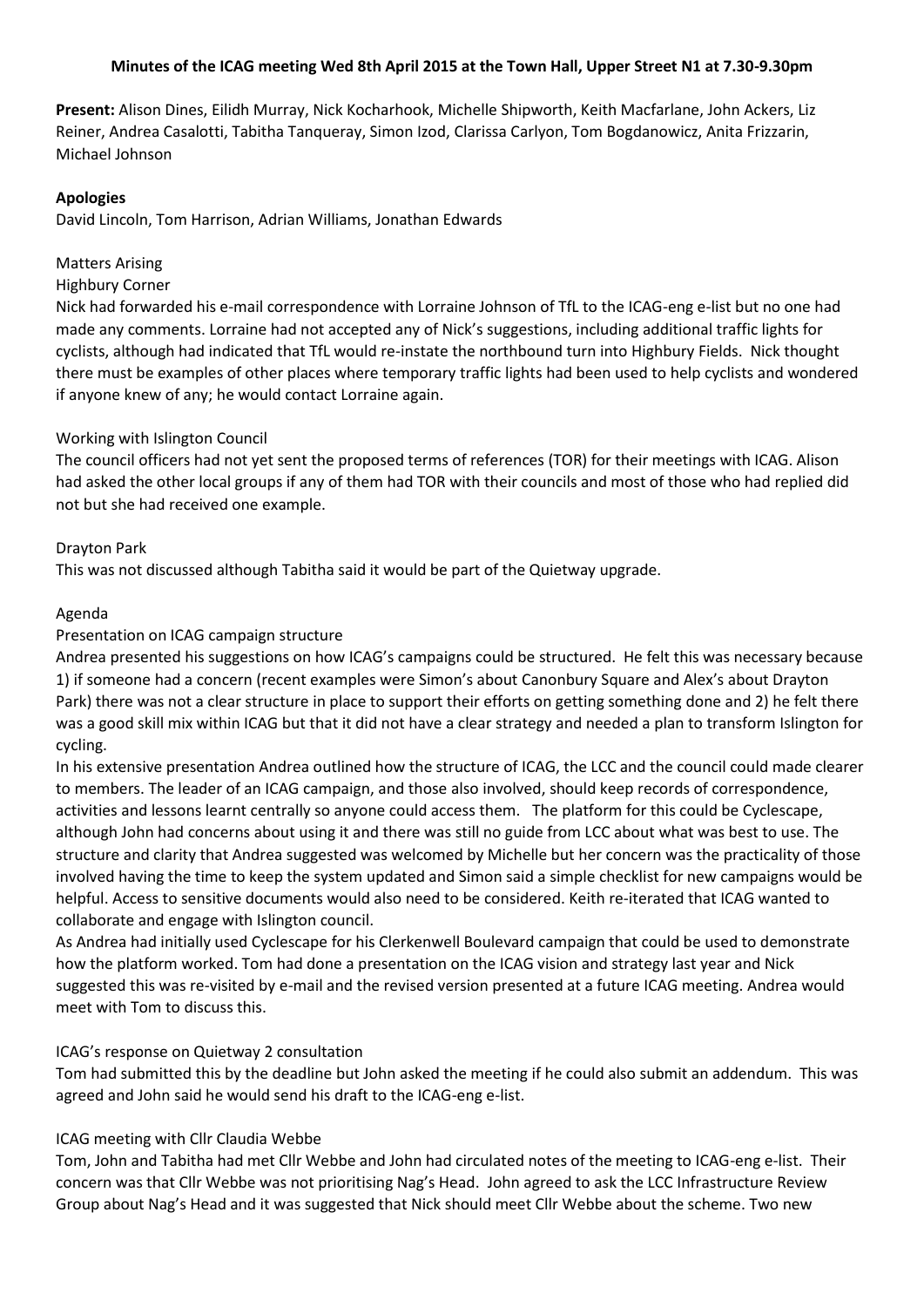**Minutes of the ICAG meeting Wed 8th April 2015 at the Town Hall, Upper Street N1 at 7.30-9.30pm**

**Present:** Alison Dines, Eilidh Murray, Nick Kocharhook, Michelle Shipworth, Keith Macfarlane, John Ackers, Liz Reiner, Andrea Casalotti, Tabitha Tanqueray, Simon Izod, Clarissa Carlyon, Tom Bogdanowicz, Anita Frizzarin, Michael Johnson

**Apologies**

David Lincoln, Tom Harrison, Adrian Williams, Jonathan Edwards

Matters Arising

Highbury Corner

Nick had forwarded his e-mail correspondence with Lorraine Johnson of TfL to the ICAG-eng e-list but no one had made any comments. Lorraine had not accepted any of Nick's suggestions, including additional traffic lights for cyclists, although had indicated that TfL would re-instate the northbound turn into Highbury Fields. Nick thought there must be examples of other places where temporary traffic lights had been used to help cyclists and wondered if anyone knew of any; he would contact Lorraine again.

Working with Islington Council

The council officers had not yet sent the proposed terms of references (TOR) for their meetings with ICAG. Alison had asked the other local groups if any of them had TOR with their councils and most of those who had replied did not but she had received one example.

Drayton Park

This was not discussed although Tabitha said it would be part of the Quietway upgrade.

Agenda

Presentation on ICAG campaign structure

Andrea presented his suggestions on how ICAG's campaigns could be structured. He felt this was necessary because 1) if someone had a concern (recent examples were Simon's about Canonbury Square and Alex's about Drayton Park) there was not a clear structure in place to support their efforts on getting something done and 2) he felt there was a good skill mix within ICAG but that it did not have a clear strategy and needed a plan to transform Islington for cycling.

In his extensive presentation Andrea outlined how the structure of ICAG, the LCC and the council could made clearer to members. The leader of an ICAG campaign, and those also involved, should keep records of correspondence, activities and lessons learnt centrally so anyone could access them. The platform for this could be Cyclescape, although John had concerns about using it and there was still no guide from LCC about what was best to use. The structure and clarity that Andrea suggested was welcomed by Michelle but her concern was the practicality of those involved having the time to keep the system updated and Simon said a simple checklist for new campaigns would be helpful. Access to sensitive documents would also need to be considered. Keith re-iterated that ICAG wanted to collaborate and engage with Islington council.

As Andrea had initially used Cyclescape for his Clerkenwell Boulevard campaign that could be used to demonstrate how the platform worked. Tom had done a presentation on the ICAG vision and strategy last year and Nick suggested this was re-visited by e-mail and the revised version presented at a future ICAG meeting. Andrea would meet with Tom to discuss this.

ICAG's response on Quietway 2 consultation

Tom had submitted this by the deadline but John asked the meeting if he could also submit an addendum. This was agreed and John said he would send his draft to the ICAG-eng e-list.

ICAG meeting with Cllr Claudia Webbe

Tom, John and Tabitha had met Cllr Webbe and John had circulated notes of the meeting to ICAG-eng e-list. Their concern was that Cllr Webbe was not prioritising Nag's Head. John agreed to ask the LCC Infrastructure Review Group about Nag's Head and it was suggested that Nick should meet Cllr Webbe about the scheme. Two new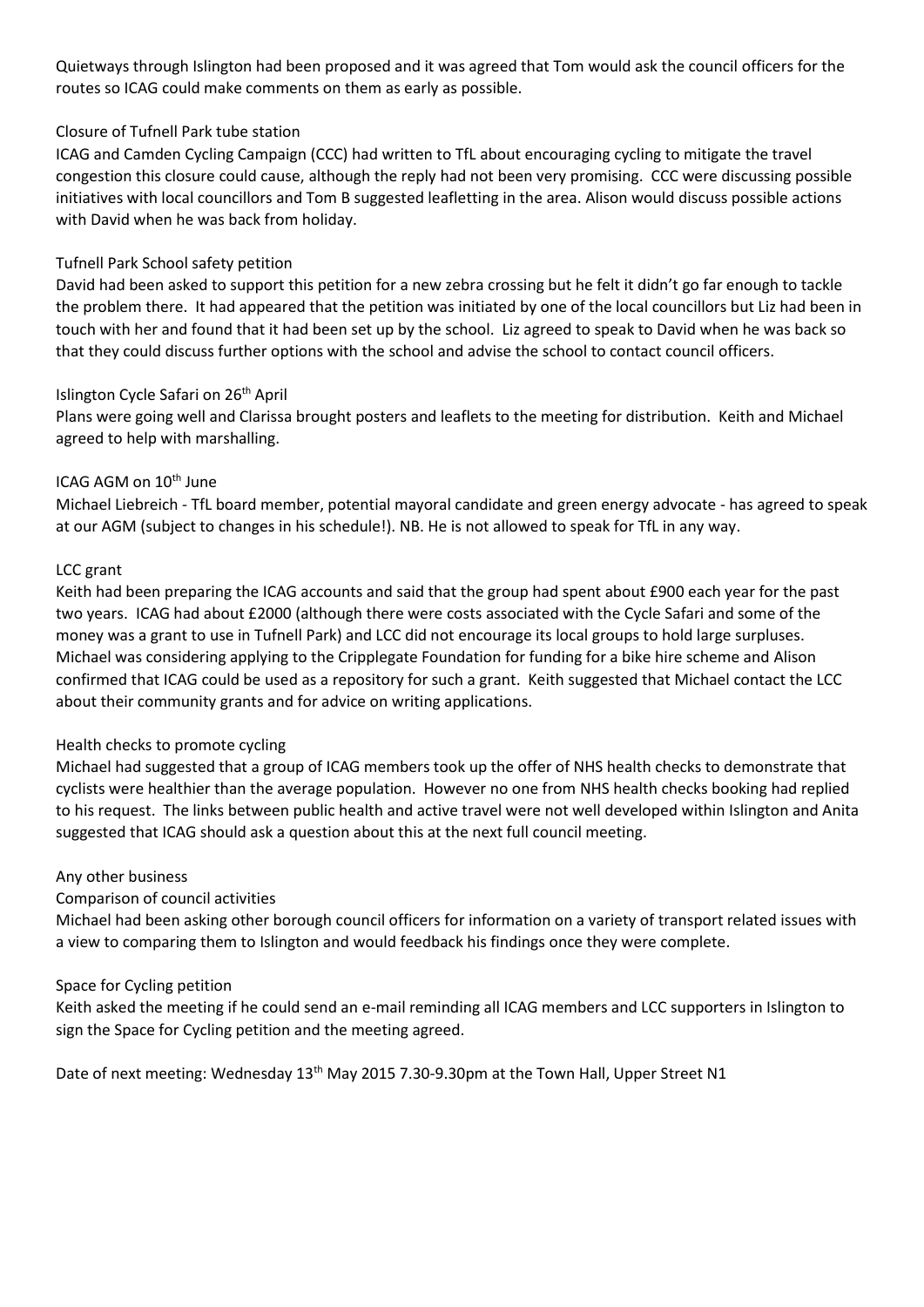Quietways through Islington had been proposed and it was agreed that Tom would ask the council officers for the routes so ICAG could make comments on them as early as possible.

## Closure of Tufnell Park tube station

ICAG and Camden Cycling Campaign (CCC) had written to TfL about encouraging cycling to mitigate the travel congestion this closure could cause, although the reply had not been very promising. CCC were discussing possible initiatives with local councillors and Tom B suggested leafletting in the area. Alison would discuss possible actions with David when he was back from holiday.

## Tufnell Park School safety petition

David had been asked to support this petition for a new zebra crossing but he felt it didn't go far enough to tackle the problem there. It had appeared that the petition was initiated by one of the local councillors but Liz had been in touch with her and found that it had been set up by the school. Liz agreed to speak to David when he was back so that they could discuss further options with the school and advise the school to contact council officers.

## Islington Cycle Safari on 26th April

Plans were going well and Clarissa brought posters and leaflets to the meeting for distribution. Keith and Michael agreed to help with marshalling.

## ICAG AGM on 10th June

Michael Liebreich - TfL board member, potential mayoral candidate and green energy advocate - has agreed to speak at our AGM (subject to changes in his schedule!). NB. He is not allowed to speak for TfL in any way.

## LCC grant

Keith had been preparing the ICAG accounts and said that the group had spent about £900 each year for the past two years. ICAG had about £2000 (although there were costs associated with the Cycle Safari and some of the money was a grant to use in Tufnell Park) and LCC did not encourage its local groups to hold large surpluses. Michael was considering applying to the Cripplegate Foundation for funding for a bike hire scheme and Alison confirmed that ICAG could be used as a repository for such a grant. Keith suggested that Michael contact the LCC about their community grants and for advice on writing applications.

## Health checks to promote cycling

Michael had suggested that a group of ICAG members took up the offer of NHS health checks to demonstrate that cyclists were healthier than the average population. However no one from NHS health checks booking had replied to his request. The links between public health and active travel were not well developed within Islington and Anita suggested that ICAG should ask a question about this at the next full council meeting.

## Any other business

### Comparison of council activities

Michael had been asking other borough council officers for information on a variety of transport related issues with a view to comparing them to Islington and would feedback his findings once they were complete.

### Space for Cycling petition

Keith asked the meeting if he could send an e-mail reminding all ICAG members and LCC supporters in Islington to sign the Space for Cycling petition and the meeting agreed.

Date of next meeting: Wednesday 13th May 2015 7.30-9.30pm at the Town Hall, Upper Street N1